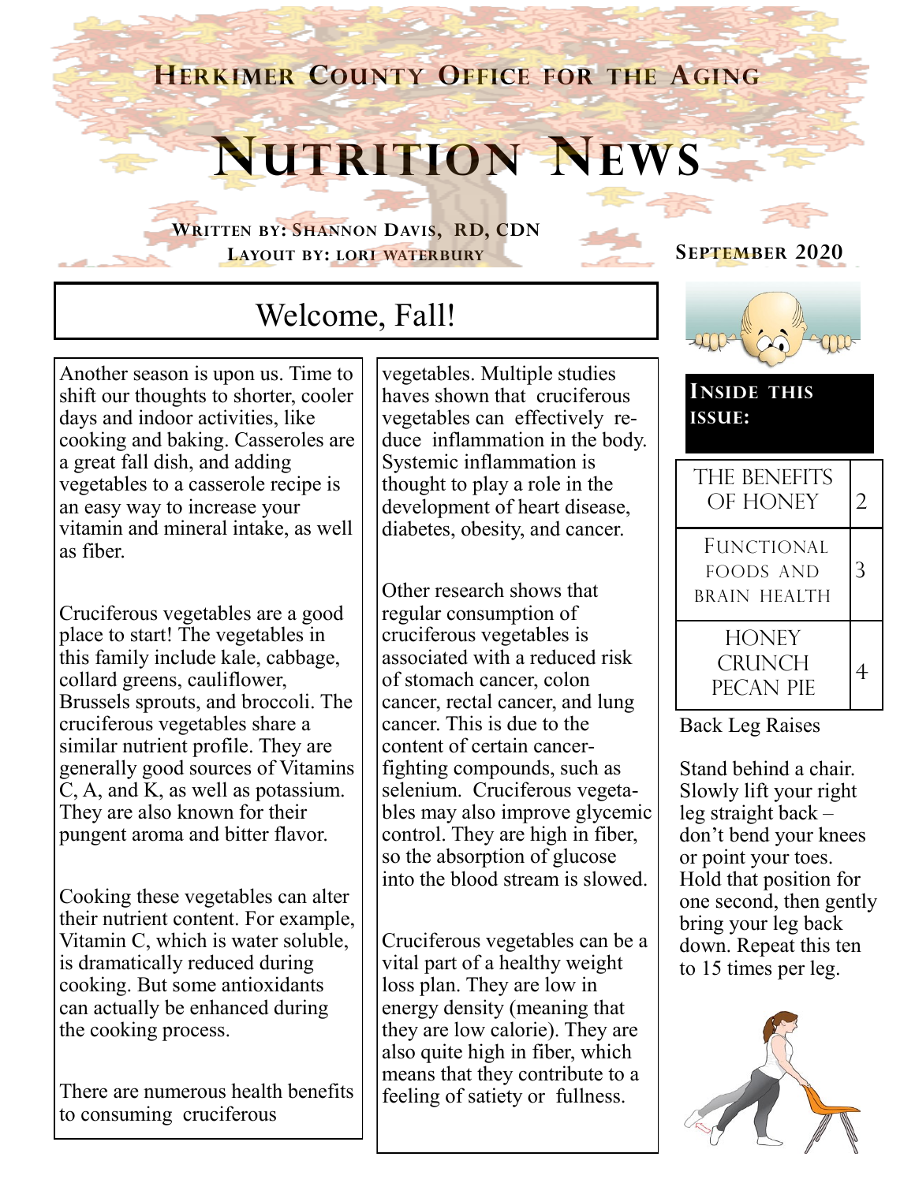**Herkimer County Office for the Aging**

# Nutrition News

**Written by: Shannon Davis, RD, CDN**
**Layout by: Lori Waterbury**

**September 2020**

## Welcome, Fall!

Another season is upon us. Time to shift our thoughts to shorter, cooler days and indoor activities, like cooking and baking. Casseroles are a great fall dish, and adding vegetables to a casserole recipe is an easy way to increase your vitamin and mineral intake, as well as fiber.

Cruciferous vegetables are a good place to start! The vegetables in this family include kale, cabbage, collard greens, cauliflower, Brussels sprouts, and broccoli. The cruciferous vegetables share a similar nutrient profile. They are generally good sources of Vitamins C, A, and K, as well as potassium. They are also known for their pungent aroma and bitter flavor.

Cooking these vegetables can alter their nutrient content. For example, Vitamin C, which is water soluble, is dramatically reduced during cooking. But some antioxidants can actually be enhanced during the cooking process.

There are numerous health benefits to consuming cruciferous vegetables. Multiple studies haves shown that cruciferous vegetables can effectively reduce inflammation in the body. Systemic inflammation is thought to play a role in the development of heart disease, diabetes, obesity, and cancer.

Other research shows that regular consumption of cruciferous vegetables is associated with a reduced risk of stomach cancer, colon cancer, rectal cancer, and lung cancer. This is due to the content of certain cancer-fighting compounds, such as selenium. Cruciferous vegetables may also improve glycemic control. They are high in fiber, so the absorption of glucose into the blood stream is slowed.

Cruciferous vegetables can be a vital part of a healthy weight loss plan. They are low in energy density (meaning that they are low calorie). They are also quite high in fiber, which means that they contribute to a feeling of satiety or fullness.

**Inside this issue:**

| | |
|---|---|
| The Benefits of Honey | 2 |
| Functional Foods and Brain Health | 3 |
| Honey Crunch Pecan Pie | 4 |

Back Leg Raises

Stand behind a chair. Slowly lift your right leg straight back – don't bend your knees or point your toes. Hold that position for one second, then gently bring your leg back down. Repeat this ten to 15 times per leg.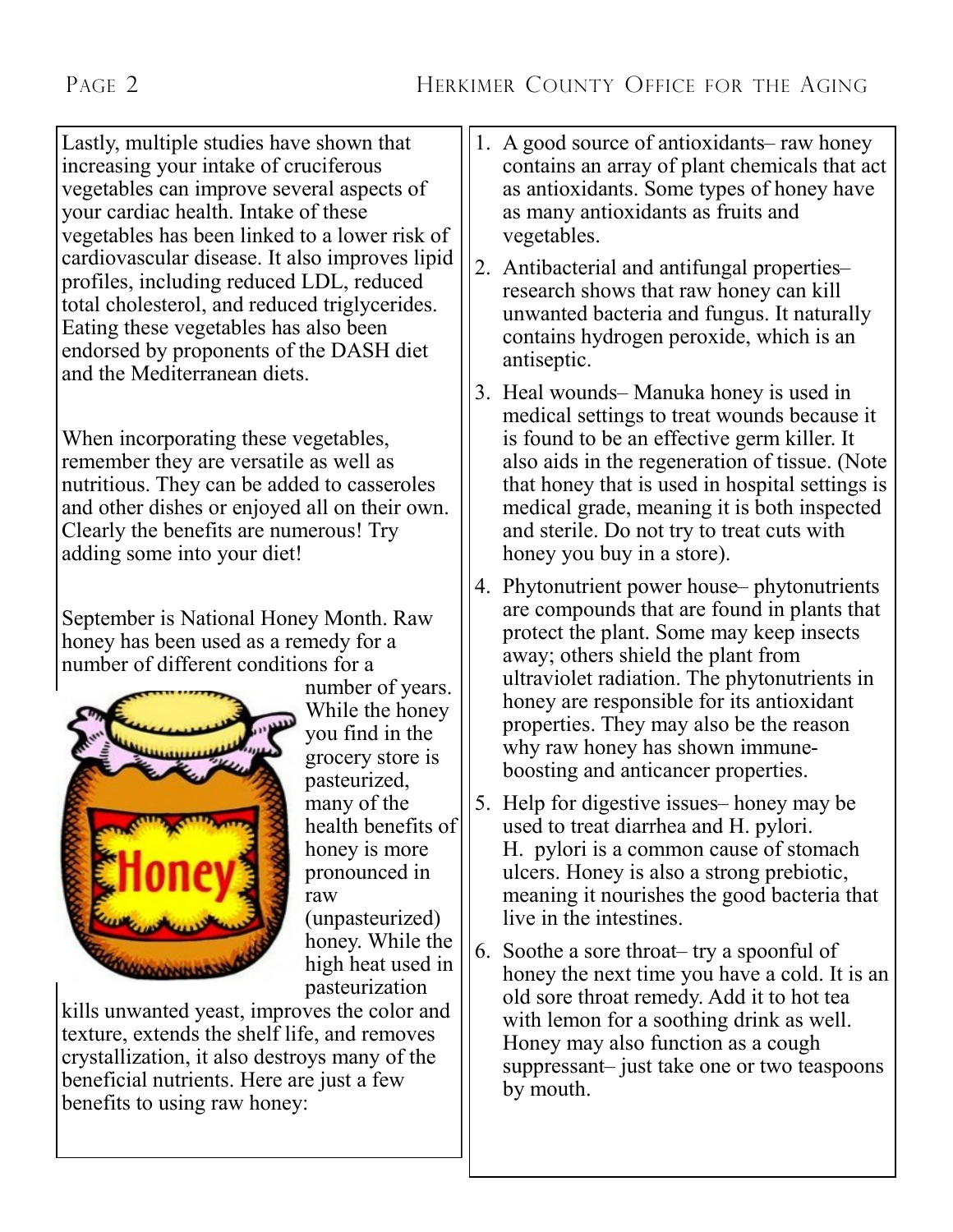Lastly, multiple studies have shown that increasing your intake of cruciferous vegetables can improve several aspects of your cardiac health. Intake of these vegetables has been linked to a lower risk of cardiovascular disease. It also improves lipid profiles, including reduced LDL, reduced total cholesterol, and reduced triglycerides. Eating these vegetables has also been endorsed by proponents of the DASH diet and the Mediterranean diets.

When incorporating these vegetables, remember they are versatile as well as nutritious. They can be added to casseroles and other dishes or enjoyed all on their own. Clearly the benefits are numerous! Try adding some into your diet!

September is National Honey Month. Raw honey has been used as a remedy for a number of different conditions for a number of years. While the honey you find in the grocery store is pasteurized, many of the health benefits of honey is more pronounced in raw (unpasteurized) honey. While the high heat used in pasteurization kills unwanted yeast, improves the color and texture, extends the shelf life, and removes crystallization, it also destroys many of the beneficial nutrients. Here are just a few benefits to using raw honey:

1. A good source of antioxidants– raw honey contains an array of plant chemicals that act as antioxidants. Some types of honey have as many antioxidants as fruits and vegetables.
2. Antibacterial and antifungal properties– research shows that raw honey can kill unwanted bacteria and fungus. It naturally contains hydrogen peroxide, which is an antiseptic.
3. Heal wounds– Manuka honey is used in medical settings to treat wounds because it is found to be an effective germ killer. It also aids in the regeneration of tissue. (Note that honey that is used in hospital settings is medical grade, meaning it is both inspected and sterile. Do not try to treat cuts with honey you buy in a store).
4. Phytonutrient power house– phytonutrients are compounds that are found in plants that protect the plant. Some may keep insects away; others shield the plant from ultraviolet radiation. The phytonutrients in honey are responsible for its antioxidant properties. They may also be the reason why raw honey has shown immune-boosting and anticancer properties.
5. Help for digestive issues– honey may be used to treat diarrhea and H. pylori. H. pylori is a common cause of stomach ulcers. Honey is also a strong prebiotic, meaning it nourishes the good bacteria that live in the intestines.
6. Soothe a sore throat– try a spoonful of honey the next time you have a cold. It is an old sore throat remedy. Add it to hot tea with lemon for a soothing drink as well. Honey may also function as a cough suppressant– just take one or two teaspoons by mouth.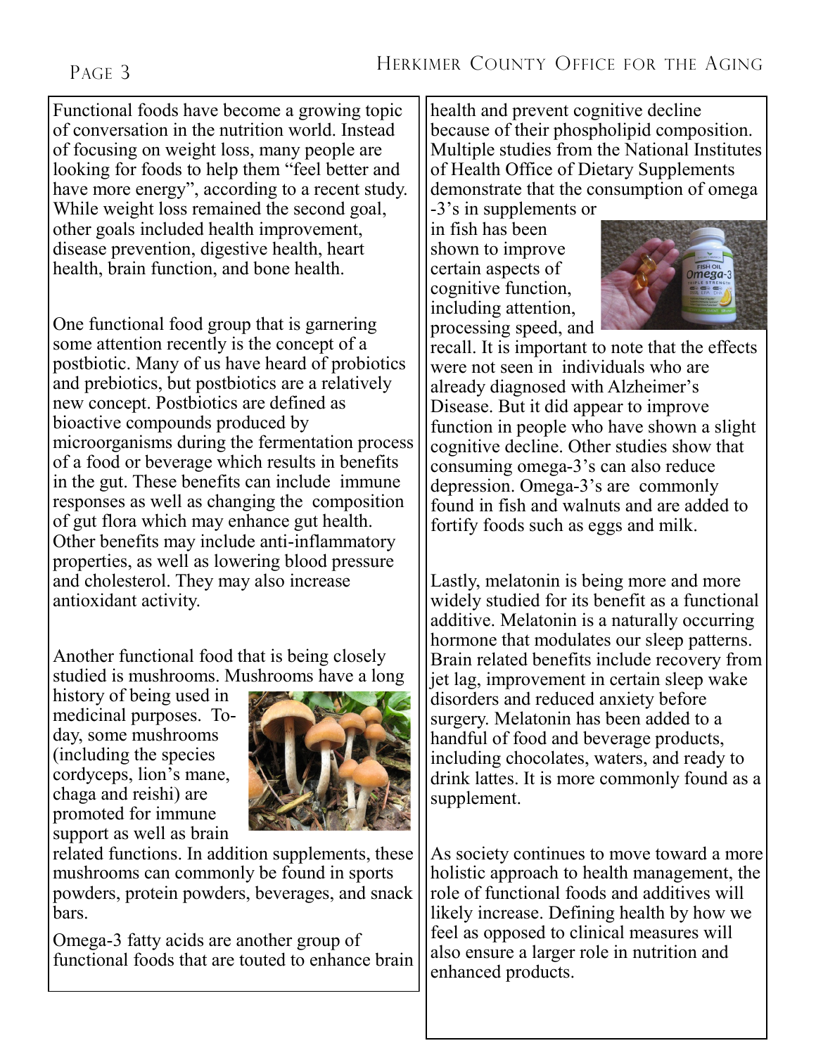Functional foods have become a growing topic of conversation in the nutrition world. Instead of focusing on weight loss, many people are looking for foods to help them "feel better and have more energy", according to a recent study. While weight loss remained the second goal, other goals included health improvement, disease prevention, digestive health, heart health, brain function, and bone health.

One functional food group that is garnering some attention recently is the concept of a postbiotic. Many of us have heard of probiotics and prebiotics, but postbiotics are a relatively new concept. Postbiotics are defined as bioactive compounds produced by microorganisms during the fermentation process of a food or beverage which results in benefits in the gut. These benefits can include immune responses as well as changing the composition of gut flora which may enhance gut health. Other benefits may include anti-inflammatory properties, as well as lowering blood pressure and cholesterol. They may also increase antioxidant activity.

Another functional food that is being closely studied is mushrooms. Mushrooms have a long history of being used in medicinal purposes. Today, some mushrooms (including the species cordyceps, lion's mane, chaga and reishi) are promoted for immune support as well as brain related functions. In addition supplements, these mushrooms can commonly be found in sports powders, protein powders, beverages, and snack bars.

Omega-3 fatty acids are another group of functional foods that are touted to enhance brain health and prevent cognitive decline because of their phospholipid composition. Multiple studies from the National Institutes of Health Office of Dietary Supplements demonstrate that the consumption of omega-3's in supplements or in fish has been shown to improve certain aspects of cognitive function, including attention, processing speed, and recall. It is important to note that the effects were not seen in individuals who are already diagnosed with Alzheimer's Disease. But it did appear to improve function in people who have shown a slight cognitive decline. Other studies show that consuming omega-3's can also reduce depression. Omega-3's are commonly found in fish and walnuts and are added to fortify foods such as eggs and milk.

Lastly, melatonin is being more and more widely studied for its benefit as a functional additive. Melatonin is a naturally occurring hormone that modulates our sleep patterns. Brain related benefits include recovery from jet lag, improvement in certain sleep wake disorders and reduced anxiety before surgery. Melatonin has been added to a handful of food and beverage products, including chocolates, waters, and ready to drink lattes. It is more commonly found as a supplement.

As society continues to move toward a more holistic approach to health management, the role of functional foods and additives will likely increase. Defining health by how we feel as opposed to clinical measures will also ensure a larger role in nutrition and enhanced products.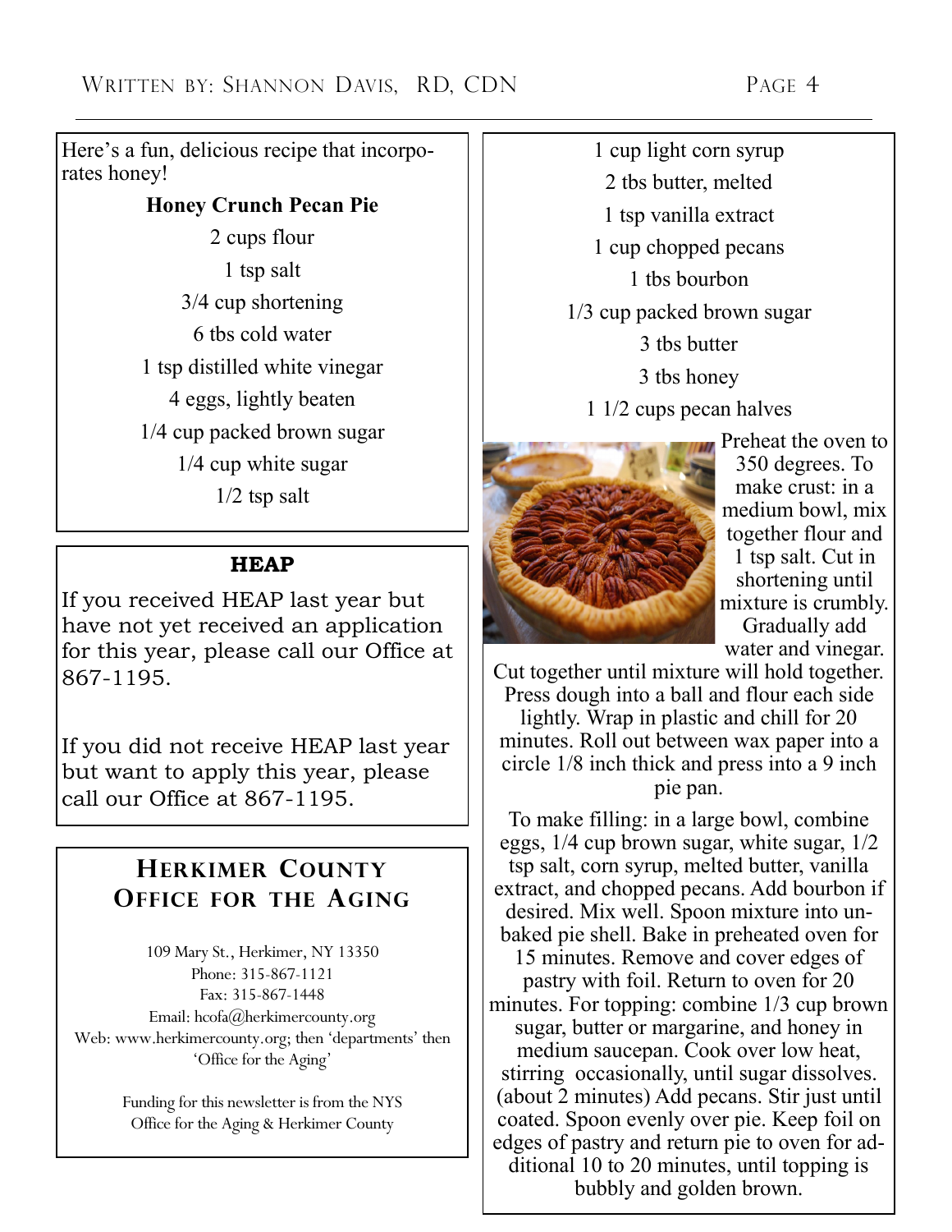Here's a fun, delicious recipe that incorporates honey!

**Honey Crunch Pecan Pie**

2 cups flour

1 tsp salt

3/4 cup shortening

6 tbs cold water

1 tsp distilled white vinegar

4 eggs, lightly beaten

1/4 cup packed brown sugar

1/4 cup white sugar

1/2 tsp salt

1 cup light corn syrup

2 tbs butter, melted

1 tsp vanilla extract

1 cup chopped pecans

1 tbs bourbon

1/3 cup packed brown sugar

3 tbs butter

3 tbs honey

1 1/2 cups pecan halves

Preheat the oven to 350 degrees. To make crust: in a medium bowl, mix together flour and 1 tsp salt. Cut in shortening until mixture is crumbly. Gradually add water and vinegar. Cut together until mixture will hold together. Press dough into a ball and flour each side lightly. Wrap in plastic and chill for 20 minutes. Roll out between wax paper into a circle 1/8 inch thick and press into a 9 inch pie pan.

To make filling: in a large bowl, combine eggs, 1/4 cup brown sugar, white sugar, 1/2 tsp salt, corn syrup, melted butter, vanilla extract, and chopped pecans. Add bourbon if desired. Mix well. Spoon mixture into unbaked pie shell. Bake in preheated oven for 15 minutes. Remove and cover edges of pastry with foil. Return to oven for 20 minutes. For topping: combine 1/3 cup brown sugar, butter or margarine, and honey in medium saucepan. Cook over low heat, stirring occasionally, until sugar dissolves. (about 2 minutes) Add pecans. Stir just until coated. Spoon evenly over pie. Keep foil on edges of pastry and return pie to oven for additional 10 to 20 minutes, until topping is bubbly and golden brown.

## HEAP

If you received HEAP last year but have not yet received an application for this year, please call our Office at 867-1195.

If you did not receive HEAP last year but want to apply this year, please call our Office at 867-1195.

## Herkimer County Office for the Aging

109 Mary St., Herkimer, NY 13350
Phone: 315-867-1121
Fax: 315-867-1448
Email: hcofa@herkimercounty.org
Web: www.herkimercounty.org; then 'departments' then 'Office for the Aging'

Funding for this newsletter is from the NYS Office for the Aging & Herkimer County